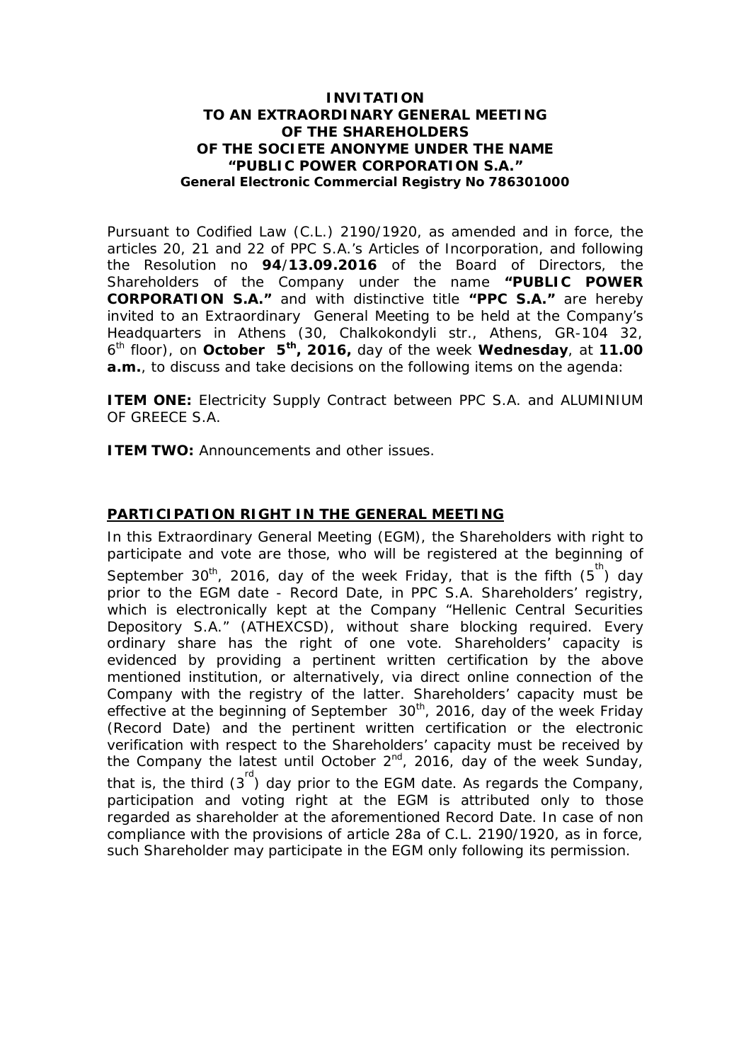**INVITATION**
**TO AN EXTRAORDINARY GENERAL MEETING**
**OF THE SHAREHOLDERS**
**OF THE SOCIETE ANONYME UNDER THE NAME**
**"PUBLIC POWER CORPORATION S.A."**
**General Electronic Commercial Registry No 786301000**

Pursuant to Codified Law (C.L.) 2190/1920, as amended and in force, the articles 20, 21 and 22 of PPC S.A.'s Articles of Incorporation, and following the Resolution no **94/13.09.2016** of the Board of Directors, the Shareholders of the Company under the name **"PUBLIC POWER CORPORATION S.A."** and with distinctive title **"PPC S.A."** are hereby invited to an Extraordinary General Meeting to be held at the Company's Headquarters in Athens (30, Chalkokondyli str., Athens, GR-104 32, 6th floor), on **October 5th, 2016,** day of the week **Wednesday**, at **11.00 a.m.**, to discuss and take decisions on the following items on the agenda:

**ITEM ONE:** Electricity Supply Contract between PPC S.A. and ALUMINIUM OF GREECE S.A.

**ITEM TWO:** Announcements and other issues.

## PARTICIPATION RIGHT IN THE GENERAL MEETING

In this Extraordinary General Meeting (EGM), the Shareholders with right to participate and vote are those, who will be registered at the beginning of September 30th, 2016, day of the week Friday, that is the fifth (5th) day prior to the EGM date - Record Date, in PPC S.A. Shareholders' registry, which is electronically kept at the Company "Hellenic Central Securities Depository S.A." (ATHEXCSD), without share blocking required. Every ordinary share has the right of one vote. Shareholders' capacity is evidenced by providing a pertinent written certification by the above mentioned institution, or alternatively, via direct online connection of the Company with the registry of the latter. Shareholders' capacity must be effective at the beginning of September 30th, 2016, day of the week Friday (Record Date) and the pertinent written certification or the electronic verification with respect to the Shareholders' capacity must be received by the Company the latest until October 2nd, 2016, day of the week Sunday, that is, the third (3rd) day prior to the EGM date. As regards the Company, participation and voting right at the EGM is attributed only to those regarded as shareholder at the aforementioned Record Date. In case of non compliance with the provisions of article 28a of C.L. 2190/1920, as in force, such Shareholder may participate in the EGM only following its permission.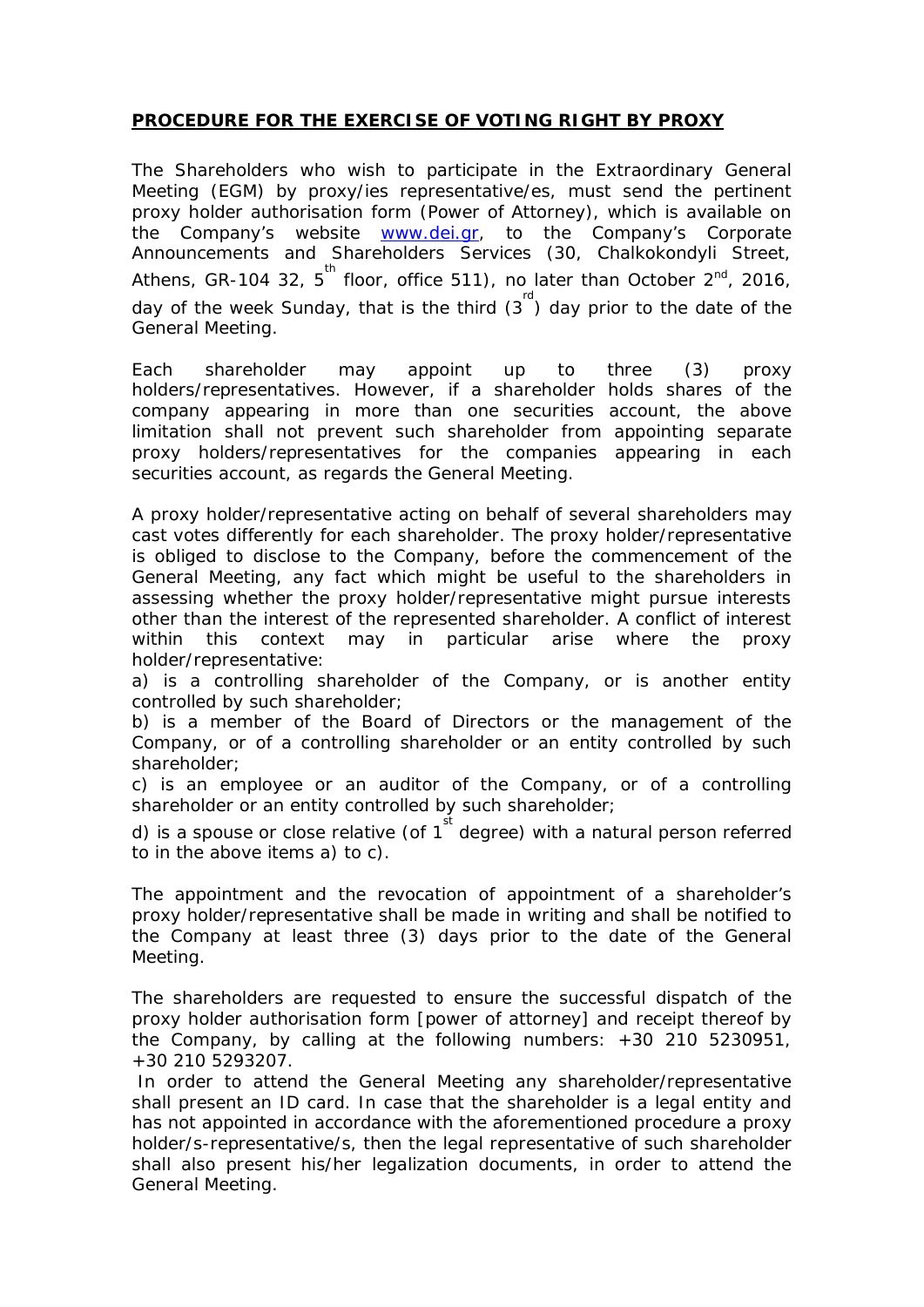## **PROCEDURE FOR THE EXERCISE OF VOTING RIGHT BY PROXY**

The Shareholders who wish to participate in the Extraordinary General Meeting (EGM) by proxy/ies representative/es, must send the pertinent proxy holder authorisation form (Power of Attorney), which is available on the Company's website www.dei.gr, to the Company's Corporate Announcements and Shareholders Services (30, Chalkokondyli Street, Athens, GR-104 32, 5th floor, office 511), no later than October 2nd, 2016, day of the week Sunday, that is the third (3rd) day prior to the date of the General Meeting.

Each shareholder may appoint up to three (3) proxy holders/representatives. However, if a shareholder holds shares of the company appearing in more than one securities account, the above limitation shall not prevent such shareholder from appointing separate proxy holders/representatives for the companies appearing in each securities account, as regards the General Meeting.

A proxy holder/representative acting on behalf of several shareholders may cast votes differently for each shareholder. The proxy holder/representative is obliged to disclose to the Company, before the commencement of the General Meeting, any fact which might be useful to the shareholders in assessing whether the proxy holder/representative might pursue interests other than the interest of the represented shareholder. A conflict of interest within this context may in particular arise where the proxy holder/representative:

a) is a controlling shareholder of the Company, or is another entity controlled by such shareholder;

b) is a member of the Board of Directors or the management of the Company, or of a controlling shareholder or an entity controlled by such shareholder;

c) is an employee or an auditor of the Company, or of a controlling shareholder or an entity controlled by such shareholder;

d) is a spouse or close relative (of 1st degree) with a natural person referred to in the above items a) to c).

The appointment and the revocation of appointment of a shareholder's proxy holder/representative shall be made in writing and shall be notified to the Company at least three (3) days prior to the date of the General Meeting.

The shareholders are requested to ensure the successful dispatch of the proxy holder authorisation form [power of attorney] and receipt thereof by the Company, by calling at the following numbers: +30 210 5230951, +30 210 5293207.

In order to attend the General Meeting any shareholder/representative shall present an ID card. In case that the shareholder is a legal entity and has not appointed in accordance with the aforementioned procedure a proxy holder/s-representative/s, then the legal representative of such shareholder shall also present his/her legalization documents, in order to attend the General Meeting.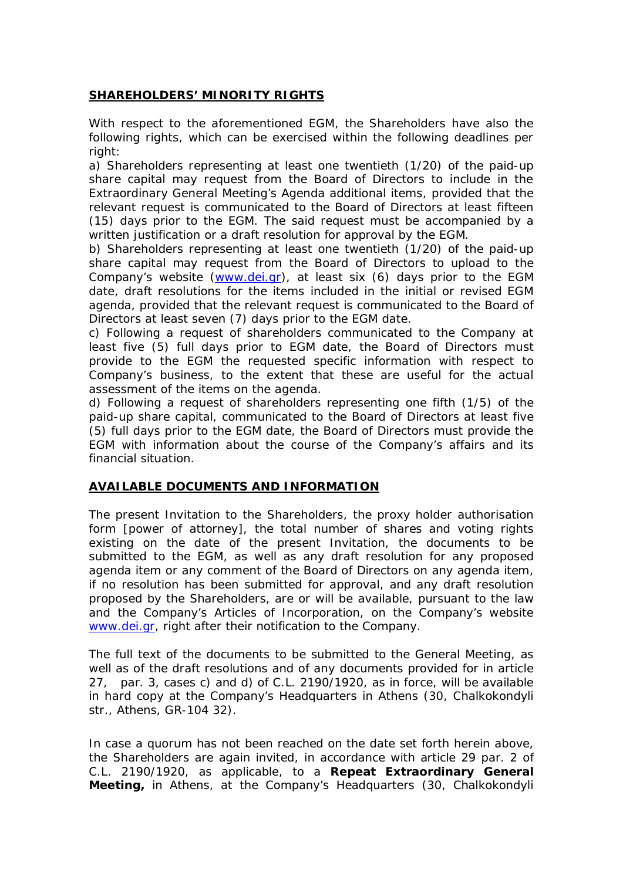**SHAREHOLDERS' MINORITY RIGHTS**

With respect to the aforementioned EGM, the Shareholders have also the following rights, which can be exercised within the following deadlines per right:

a) Shareholders representing at least one twentieth (1/20) of the paid-up share capital may request from the Board of Directors to include in the Extraordinary General Meeting's Agenda additional items, provided that the relevant request is communicated to the Board of Directors at least fifteen (15) days prior to the EGM. The said request must be accompanied by a written justification or a draft resolution for approval by the EGM.

b) Shareholders representing at least one twentieth (1/20) of the paid-up share capital may request from the Board of Directors to upload to the Company's website (www.dei.gr), at least six (6) days prior to the EGM date, draft resolutions for the items included in the initial or revised EGM agenda, provided that the relevant request is communicated to the Board of Directors at least seven (7) days prior to the EGM date.

c) Following a request of shareholders communicated to the Company at least five (5) full days prior to EGM date, the Board of Directors must provide to the EGM the requested specific information with respect to Company's business, to the extent that these are useful for the actual assessment of the items on the agenda.

d) Following a request of shareholders representing one fifth (1/5) of the paid-up share capital, communicated to the Board of Directors at least five (5) full days prior to the EGM date, the Board of Directors must provide the EGM with information about the course of the Company's affairs and its financial situation.

**AVAILABLE DOCUMENTS AND INFORMATION**

The present Invitation to the Shareholders, the proxy holder authorisation form [power of attorney], the total number of shares and voting rights existing on the date of the present Invitation, the documents to be submitted to the EGM, as well as any draft resolution for any proposed agenda item or any comment of the Board of Directors on any agenda item, if no resolution has been submitted for approval, and any draft resolution proposed by the Shareholders, are or will be available, pursuant to the law and the Company's Articles of Incorporation, on the Company's website www.dei.gr, right after their notification to the Company.

The full text of the documents to be submitted to the General Meeting, as well as of the draft resolutions and of any documents provided for in article 27, par. 3, cases c) and d) of C.L. 2190/1920, as in force, will be available in hard copy at the Company's Headquarters in Athens (30, Chalkokondyli str., Athens, GR-104 32).

In case a quorum has not been reached on the date set forth herein above, the Shareholders are again invited, in accordance with article 29 par. 2 of C.L. 2190/1920, as applicable, to a **Repeat Extraordinary General Meeting,** in Athens, at the Company's Headquarters (30, Chalkokondyli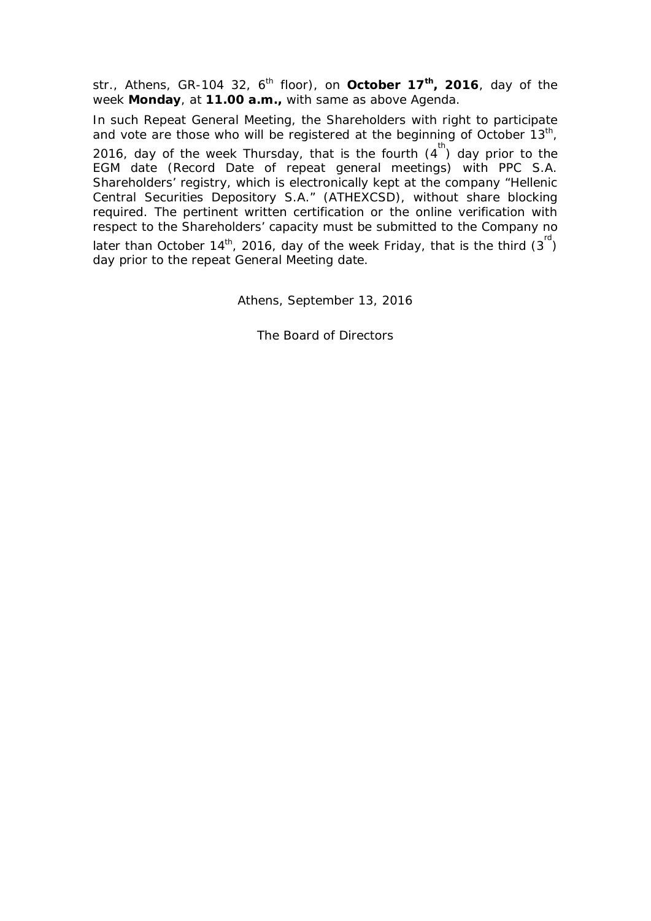str., Athens, GR-104 32, 6th floor), on **October 17th, 2016**, day of the week **Monday**, at **11.00 a.m.,** with same as above Agenda.

In such Repeat General Meeting, the Shareholders with right to participate and vote are those who will be registered at the beginning of October 13th, 2016, day of the week Thursday, that is the fourth (4th) day prior to the EGM date (Record Date of repeat general meetings) with PPC S.A. Shareholders' registry, which is electronically kept at the company "Hellenic Central Securities Depository S.A." (ATHEXCSD), without share blocking required. The pertinent written certification or the online verification with respect to the Shareholders' capacity must be submitted to the Company no later than October 14th, 2016, day of the week Friday, that is the third (3rd) day prior to the repeat General Meeting date.

Athens, September 13, 2016

The Board of Directors